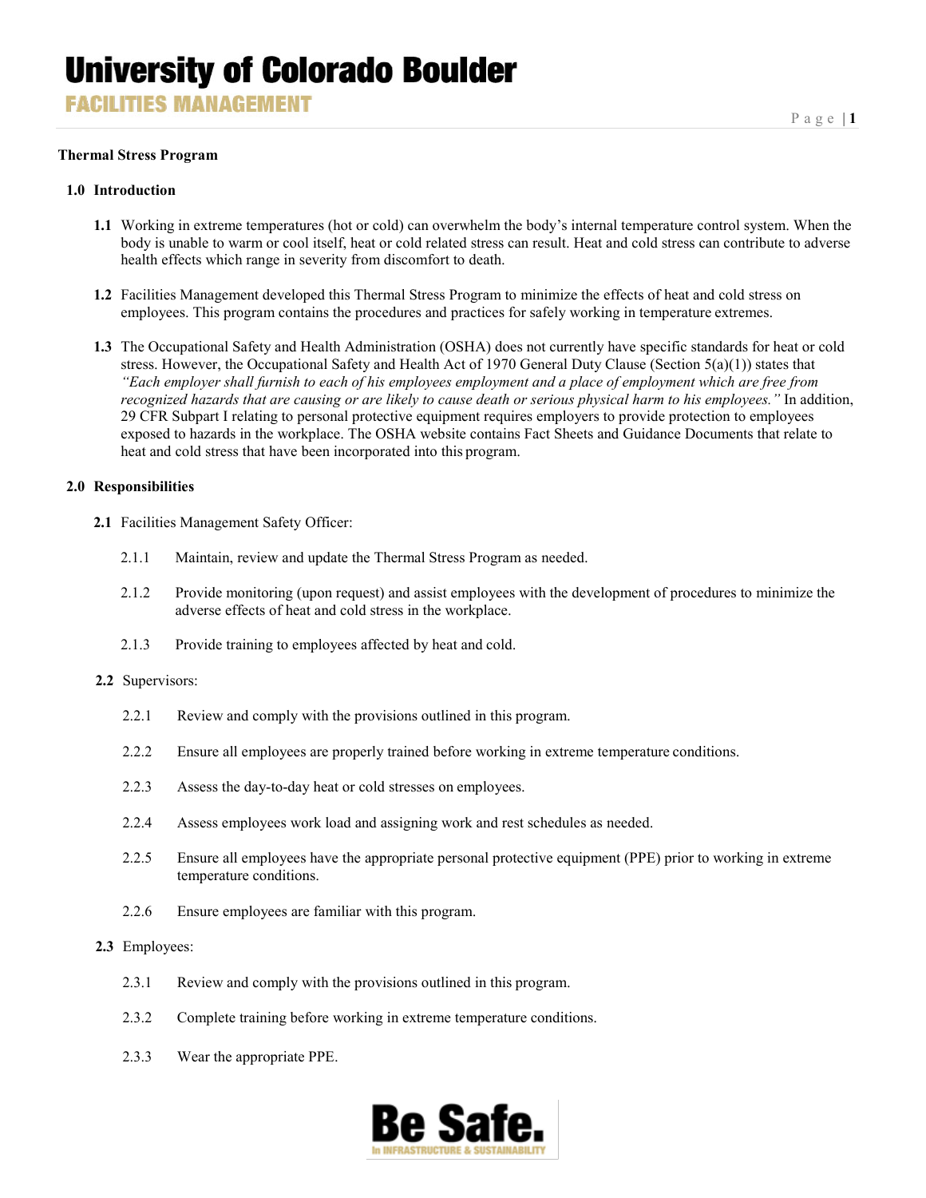# Thermal Stress Program

## 1.0 Introduction

**1.1** Working in extreme temperatures (hot or cold) can overwhelm the body's internal temperature control system. When the body is unable to warm or cool itself, heat or cold related stress can result. Heat and cold stress can contribute to adverse health effects which range in severity from discomfort to death.

**1.2** Facilities Management developed this Thermal Stress Program to minimize the effects of heat and cold stress on employees. This program contains the procedures and practices for safely working in temperature extremes.

**1.3** The Occupational Safety and Health Administration (OSHA) does not currently have specific standards for heat or cold stress. However, the Occupational Safety and Health Act of 1970 General Duty Clause (Section 5(a)(1)) states that *"Each employer shall furnish to each of his employees employment and a place of employment which are free from recognized hazards that are causing or are likely to cause death or serious physical harm to his employees."* In addition, 29 CFR Subpart I relating to personal protective equipment requires employers to provide protection to employees exposed to hazards in the workplace. The OSHA website contains Fact Sheets and Guidance Documents that relate to heat and cold stress that have been incorporated into this program.

## 2.0 Responsibilities

**2.1** Facilities Management Safety Officer:

2.1.1 Maintain, review and update the Thermal Stress Program as needed.

2.1.2 Provide monitoring (upon request) and assist employees with the development of procedures to minimize the adverse effects of heat and cold stress in the workplace.

2.1.3 Provide training to employees affected by heat and cold.

**2.2** Supervisors:

2.2.1 Review and comply with the provisions outlined in this program.

2.2.2 Ensure all employees are properly trained before working in extreme temperature conditions.

2.2.3 Assess the day-to-day heat or cold stresses on employees.

2.2.4 Assess employees work load and assigning work and rest schedules as needed.

2.2.5 Ensure all employees have the appropriate personal protective equipment (PPE) prior to working in extreme temperature conditions.

2.2.6 Ensure employees are familiar with this program.

**2.3** Employees:

2.3.1 Review and comply with the provisions outlined in this program.

2.3.2 Complete training before working in extreme temperature conditions.

2.3.3 Wear the appropriate PPE.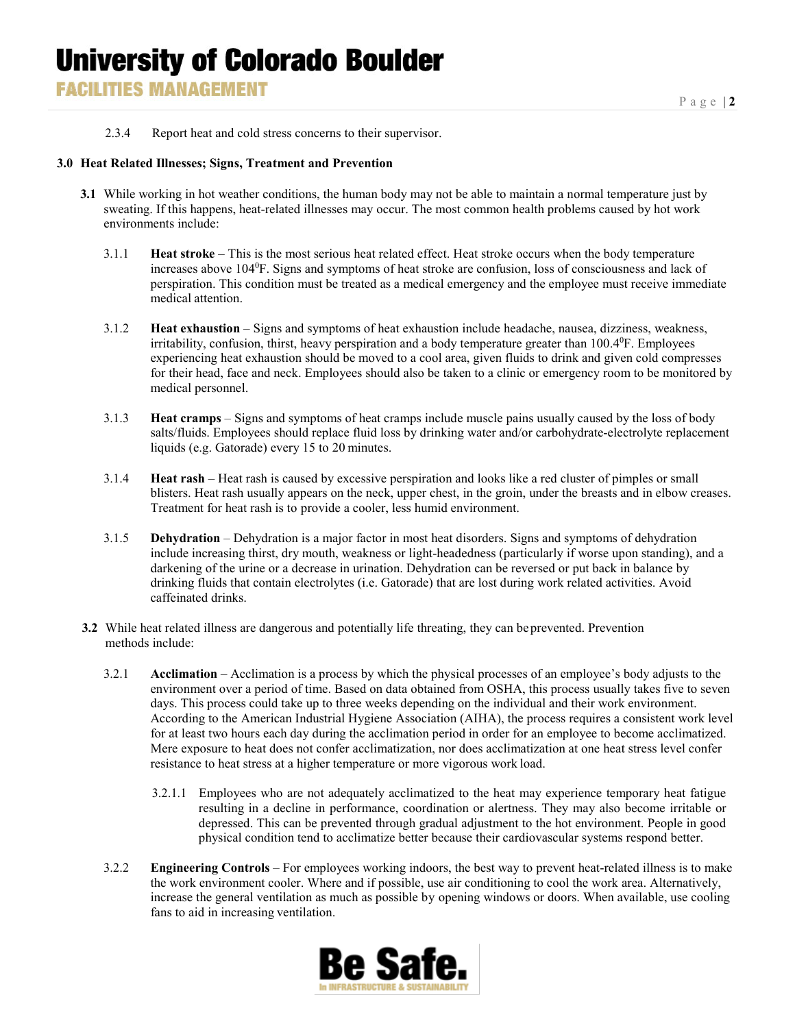2.3.4 Report heat and cold stress concerns to their supervisor.

## 3.0 Heat Related Illnesses; Signs, Treatment and Prevention

**3.1** While working in hot weather conditions, the human body may not be able to maintain a normal temperature just by sweating. If this happens, heat-related illnesses may occur. The most common health problems caused by hot work environments include:

3.1.1 **Heat stroke** – This is the most serious heat related effect. Heat stroke occurs when the body temperature increases above $104^0$F. Signs and symptoms of heat stroke are confusion, loss of consciousness and lack of perspiration. This condition must be treated as a medical emergency and the employee must receive immediate medical attention.

3.1.2 **Heat exhaustion** – Signs and symptoms of heat exhaustion include headache, nausea, dizziness, weakness, irritability, confusion, thirst, heavy perspiration and a body temperature greater than $100.4^0$F. Employees experiencing heat exhaustion should be moved to a cool area, given fluids to drink and given cold compresses for their head, face and neck. Employees should also be taken to a clinic or emergency room to be monitored by medical personnel.

3.1.3 **Heat cramps** – Signs and symptoms of heat cramps include muscle pains usually caused by the loss of body salts/fluids. Employees should replace fluid loss by drinking water and/or carbohydrate-electrolyte replacement liquids (e.g. Gatorade) every 15 to 20 minutes.

3.1.4 **Heat rash** – Heat rash is caused by excessive perspiration and looks like a red cluster of pimples or small blisters. Heat rash usually appears on the neck, upper chest, in the groin, under the breasts and in elbow creases. Treatment for heat rash is to provide a cooler, less humid environment.

3.1.5 **Dehydration** – Dehydration is a major factor in most heat disorders. Signs and symptoms of dehydration include increasing thirst, dry mouth, weakness or light-headedness (particularly if worse upon standing), and a darkening of the urine or a decrease in urination. Dehydration can be reversed or put back in balance by drinking fluids that contain electrolytes (i.e. Gatorade) that are lost during work related activities. Avoid caffeinated drinks.

**3.2** While heat related illness are dangerous and potentially life threating, they can be prevented. Prevention methods include:

3.2.1 **Acclimation** – Acclimation is a process by which the physical processes of an employee's body adjusts to the environment over a period of time. Based on data obtained from OSHA, this process usually takes five to seven days. This process could take up to three weeks depending on the individual and their work environment. According to the American Industrial Hygiene Association (AIHA), the process requires a consistent work level for at least two hours each day during the acclimation period in order for an employee to become acclimatized. Mere exposure to heat does not confer acclimatization, nor does acclimatization at one heat stress level confer resistance to heat stress at a higher temperature or more vigorous work load.

3.2.1.1 Employees who are not adequately acclimatized to the heat may experience temporary heat fatigue resulting in a decline in performance, coordination or alertness. They may also become irritable or depressed. This can be prevented through gradual adjustment to the hot environment. People in good physical condition tend to acclimatize better because their cardiovascular systems respond better.

3.2.2 **Engineering Controls** – For employees working indoors, the best way to prevent heat-related illness is to make the work environment cooler. Where and if possible, use air conditioning to cool the work area. Alternatively, increase the general ventilation as much as possible by opening windows or doors. When available, use cooling fans to aid in increasing ventilation.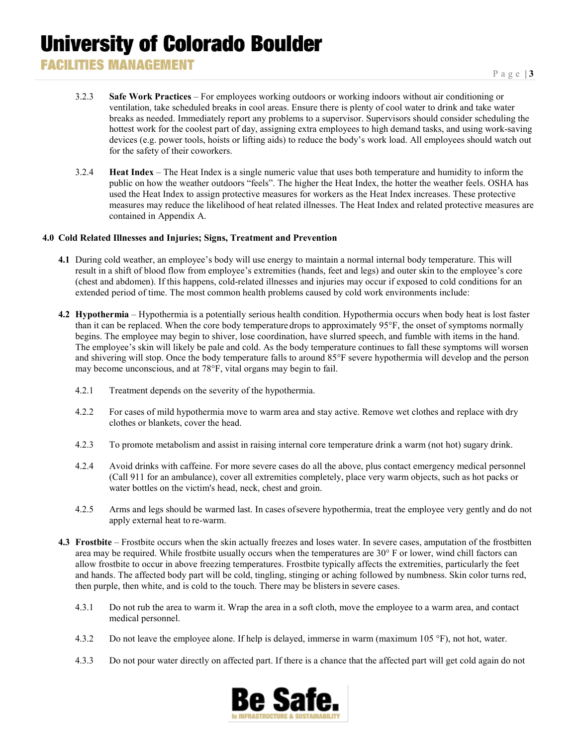3.2.3 **Safe Work Practices** – For employees working outdoors or working indoors without air conditioning or ventilation, take scheduled breaks in cool areas. Ensure there is plenty of cool water to drink and take water breaks as needed. Immediately report any problems to a supervisor. Supervisors should consider scheduling the hottest work for the coolest part of day, assigning extra employees to high demand tasks, and using work-saving devices (e.g. power tools, hoists or lifting aids) to reduce the body's work load. All employees should watch out for the safety of their coworkers.

3.2.4 **Heat Index** – The Heat Index is a single numeric value that uses both temperature and humidity to inform the public on how the weather outdoors "feels". The higher the Heat Index, the hotter the weather feels. OSHA has used the Heat Index to assign protective measures for workers as the Heat Index increases. These protective measures may reduce the likelihood of heat related illnesses. The Heat Index and related protective measures are contained in Appendix A.

## 4.0 Cold Related Illnesses and Injuries; Signs, Treatment and Prevention

**4.1** During cold weather, an employee's body will use energy to maintain a normal internal body temperature. This will result in a shift of blood flow from employee's extremities (hands, feet and legs) and outer skin to the employee's core (chest and abdomen). If this happens, cold-related illnesses and injuries may occur if exposed to cold conditions for an extended period of time. The most common health problems caused by cold work environments include:

**4.2 Hypothermia** – Hypothermia is a potentially serious health condition. Hypothermia occurs when body heat is lost faster than it can be replaced. When the core body temperature drops to approximately 95°F, the onset of symptoms normally begins. The employee may begin to shiver, lose coordination, have slurred speech, and fumble with items in the hand. The employee's skin will likely be pale and cold. As the body temperature continues to fall these symptoms will worsen and shivering will stop. Once the body temperature falls to around 85°F severe hypothermia will develop and the person may become unconscious, and at 78°F, vital organs may begin to fail.

4.2.1 Treatment depends on the severity of the hypothermia.

4.2.2 For cases of mild hypothermia move to warm area and stay active. Remove wet clothes and replace with dry clothes or blankets, cover the head.

4.2.3 To promote metabolism and assist in raising internal core temperature drink a warm (not hot) sugary drink.

4.2.4 Avoid drinks with caffeine. For more severe cases do all the above, plus contact emergency medical personnel (Call 911 for an ambulance), cover all extremities completely, place very warm objects, such as hot packs or water bottles on the victim's head, neck, chest and groin.

4.2.5 Arms and legs should be warmed last. In cases of severe hypothermia, treat the employee very gently and do not apply external heat to re-warm.

**4.3 Frostbite** – Frostbite occurs when the skin actually freezes and loses water. In severe cases, amputation of the frostbitten area may be required. While frostbite usually occurs when the temperatures are 30° F or lower, wind chill factors can allow frostbite to occur in above freezing temperatures. Frostbite typically affects the extremities, particularly the feet and hands. The affected body part will be cold, tingling, stinging or aching followed by numbness. Skin color turns red, then purple, then white, and is cold to the touch. There may be blisters in severe cases.

4.3.1 Do not rub the area to warm it. Wrap the area in a soft cloth, move the employee to a warm area, and contact medical personnel.

4.3.2 Do not leave the employee alone. If help is delayed, immerse in warm (maximum 105 °F), not hot, water.

4.3.3 Do not pour water directly on affected part. If there is a chance that the affected part will get cold again do not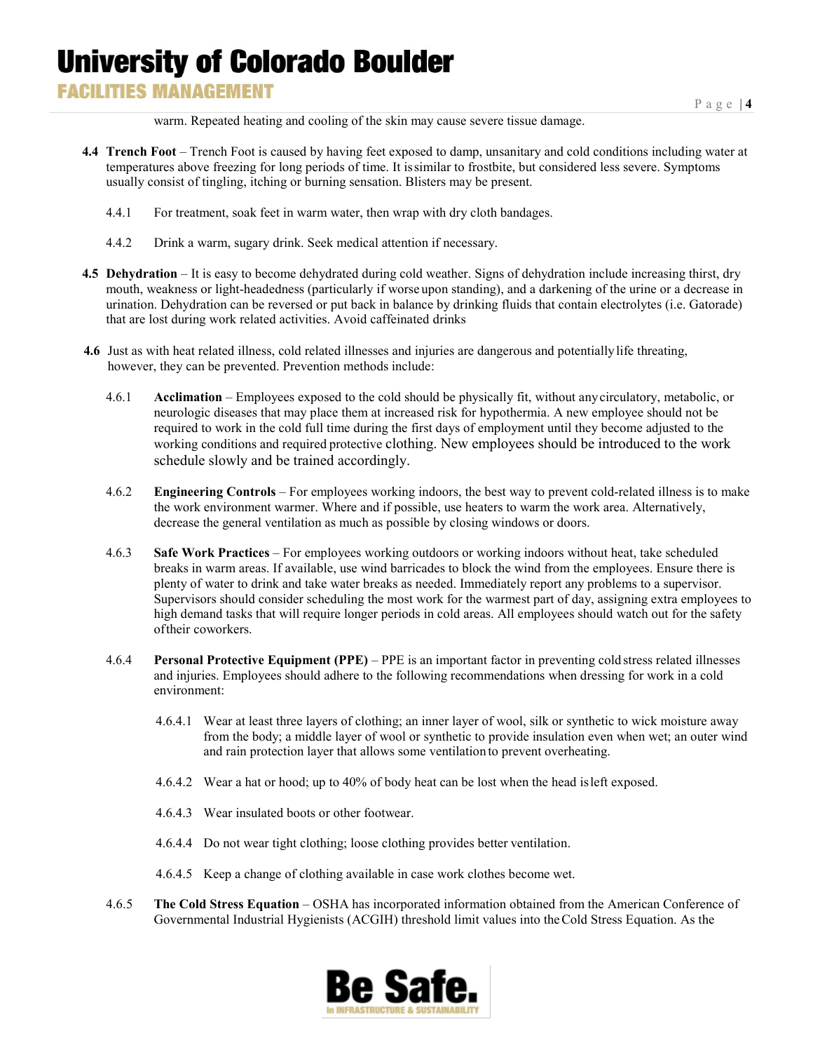warm. Repeated heating and cooling of the skin may cause severe tissue damage.

**4.4 Trench Foot** – Trench Foot is caused by having feet exposed to damp, unsanitary and cold conditions including water at temperatures above freezing for long periods of time. It is similar to frostbite, but considered less severe. Symptoms usually consist of tingling, itching or burning sensation. Blisters may be present.

4.4.1 For treatment, soak feet in warm water, then wrap with dry cloth bandages.

4.4.2 Drink a warm, sugary drink. Seek medical attention if necessary.

**4.5 Dehydration** – It is easy to become dehydrated during cold weather. Signs of dehydration include increasing thirst, dry mouth, weakness or light-headedness (particularly if worse upon standing), and a darkening of the urine or a decrease in urination. Dehydration can be reversed or put back in balance by drinking fluids that contain electrolytes (i.e. Gatorade) that are lost during work related activities. Avoid caffeinated drinks

**4.6** Just as with heat related illness, cold related illnesses and injuries are dangerous and potentially life threating, however, they can be prevented. Prevention methods include:

4.6.1 **Acclimation** – Employees exposed to the cold should be physically fit, without any circulatory, metabolic, or neurologic diseases that may place them at increased risk for hypothermia. A new employee should not be required to work in the cold full time during the first days of employment until they become adjusted to the working conditions and required protective clothing. New employees should be introduced to the work schedule slowly and be trained accordingly.

4.6.2 **Engineering Controls** – For employees working indoors, the best way to prevent cold-related illness is to make the work environment warmer. Where and if possible, use heaters to warm the work area. Alternatively, decrease the general ventilation as much as possible by closing windows or doors.

4.6.3 **Safe Work Practices** – For employees working outdoors or working indoors without heat, take scheduled breaks in warm areas. If available, use wind barricades to block the wind from the employees. Ensure there is plenty of water to drink and take water breaks as needed. Immediately report any problems to a supervisor. Supervisors should consider scheduling the most work for the warmest part of day, assigning extra employees to high demand tasks that will require longer periods in cold areas. All employees should watch out for the safety of their coworkers.

4.6.4 **Personal Protective Equipment (PPE)** – PPE is an important factor in preventing cold stress related illnesses and injuries. Employees should adhere to the following recommendations when dressing for work in a cold environment:

4.6.4.1 Wear at least three layers of clothing; an inner layer of wool, silk or synthetic to wick moisture away from the body; a middle layer of wool or synthetic to provide insulation even when wet; an outer wind and rain protection layer that allows some ventilation to prevent overheating.

4.6.4.2 Wear a hat or hood; up to 40% of body heat can be lost when the head is left exposed.

4.6.4.3 Wear insulated boots or other footwear.

4.6.4.4 Do not wear tight clothing; loose clothing provides better ventilation.

4.6.4.5 Keep a change of clothing available in case work clothes become wet.

4.6.5 **The Cold Stress Equation** – OSHA has incorporated information obtained from the American Conference of Governmental Industrial Hygienists (ACGIH) threshold limit values into the Cold Stress Equation. As the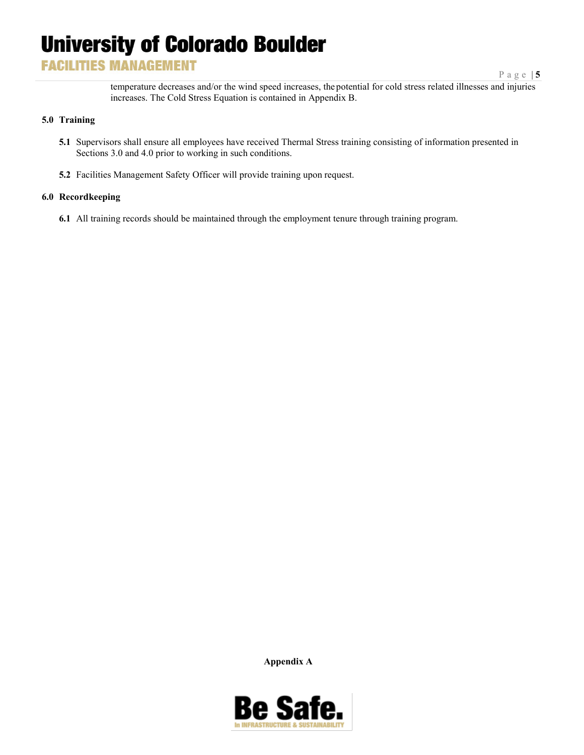temperature decreases and/or the wind speed increases, the potential for cold stress related illnesses and injuries increases. The Cold Stress Equation is contained in Appendix B.

## 5.0 Training

**5.1** Supervisors shall ensure all employees have received Thermal Stress training consisting of information presented in Sections 3.0 and 4.0 prior to working in such conditions.

**5.2** Facilities Management Safety Officer will provide training upon request.

## 6.0 Recordkeeping

**6.1** All training records should be maintained through the employment tenure through training program.

**Appendix A**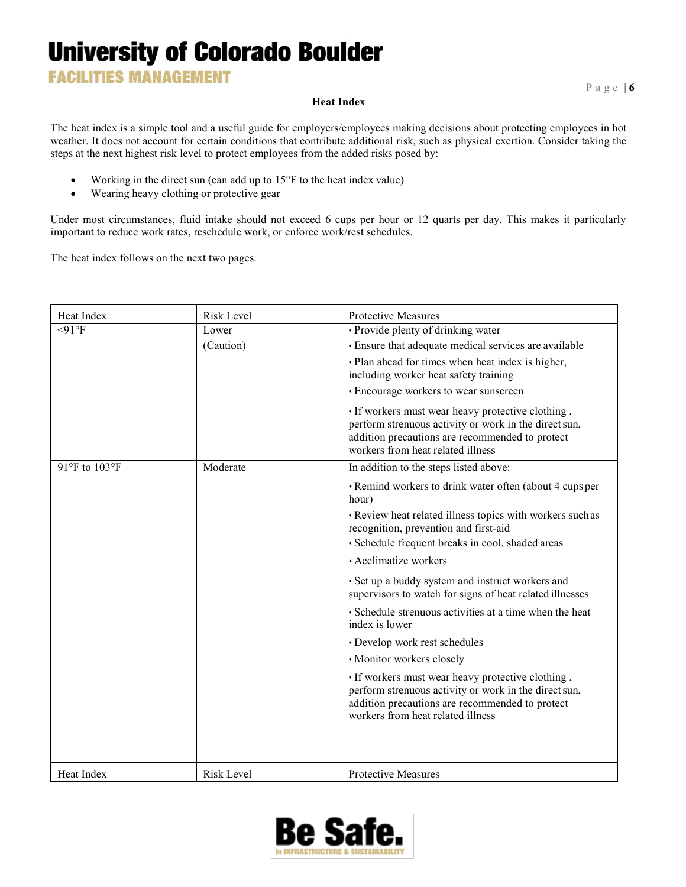## Heat Index

The heat index is a simple tool and a useful guide for employers/employees making decisions about protecting employees in hot weather. It does not account for certain conditions that contribute additional risk, such as physical exertion. Consider taking the steps at the next highest risk level to protect employees from the added risks posed by:

- Working in the direct sun (can add up to 15°F to the heat index value)
- Wearing heavy clothing or protective gear

Under most circumstances, fluid intake should not exceed 6 cups per hour or 12 quarts per day. This makes it particularly important to reduce work rates, reschedule work, or enforce work/rest schedules.

The heat index follows on the next two pages.

| Heat Index | Risk Level | Protective Measures |
| --- | --- | --- |
| <91°F | Lower (Caution) | • Provide plenty of drinking water<br>• Ensure that adequate medical services are available<br>• Plan ahead for times when heat index is higher, including worker heat safety training<br>• Encourage workers to wear sunscreen<br>• If workers must wear heavy protective clothing , perform strenuous activity or work in the direct sun, addition precautions are recommended to protect workers from heat related illness |
| 91°F to 103°F | Moderate | In addition to the steps listed above:<br>• Remind workers to drink water often (about 4 cups per hour)<br>• Review heat related illness topics with workers such as recognition, prevention and first-aid<br>• Schedule frequent breaks in cool, shaded areas<br>• Acclimatize workers<br>• Set up a buddy system and instruct workers and supervisors to watch for signs of heat related illnesses<br>• Schedule strenuous activities at a time when the heat index is lower<br>• Develop work rest schedules<br>• Monitor workers closely<br>• If workers must wear heavy protective clothing , perform strenuous activity or work in the direct sun, addition precautions are recommended to protect workers from heat related illness |
| Heat Index | Risk Level | Protective Measures |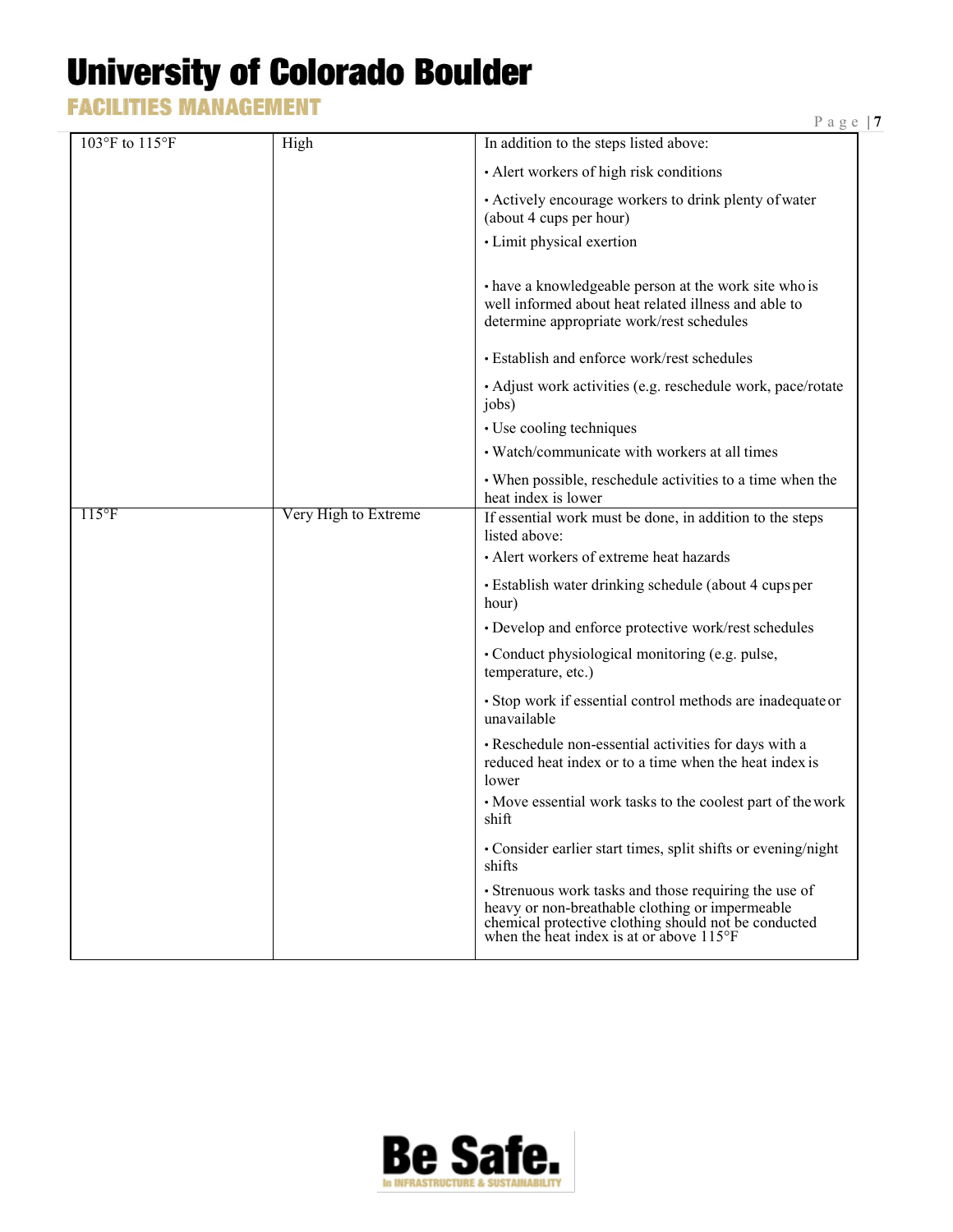| | | |
|---|---|---|
| 103°F to 115°F | High | In addition to the steps listed above:<br>• Alert workers of high risk conditions<br>• Actively encourage workers to drink plenty of water (about 4 cups per hour)<br>• Limit physical exertion<br>• have a knowledgeable person at the work site who is well informed about heat related illness and able to determine appropriate work/rest schedules<br>• Establish and enforce work/rest schedules<br>• Adjust work activities (e.g. reschedule work, pace/rotate jobs)<br>• Use cooling techniques<br>• Watch/communicate with workers at all times<br>• When possible, reschedule activities to a time when the heat index is lower |
| 115°F | Very High to Extreme | If essential work must be done, in addition to the steps listed above:<br>• Alert workers of extreme heat hazards<br>• Establish water drinking schedule (about 4 cups per hour)<br>• Develop and enforce protective work/rest schedules<br>• Conduct physiological monitoring (e.g. pulse, temperature, etc.)<br>• Stop work if essential control methods are inadequate or unavailable<br>• Reschedule non-essential activities for days with a reduced heat index or to a time when the heat index is lower<br>• Move essential work tasks to the coolest part of the work shift<br>• Consider earlier start times, split shifts or evening/night shifts<br>• Strenuous work tasks and those requiring the use of heavy or non-breathable clothing or impermeable chemical protective clothing should not be conducted when the heat index is at or above 115°F |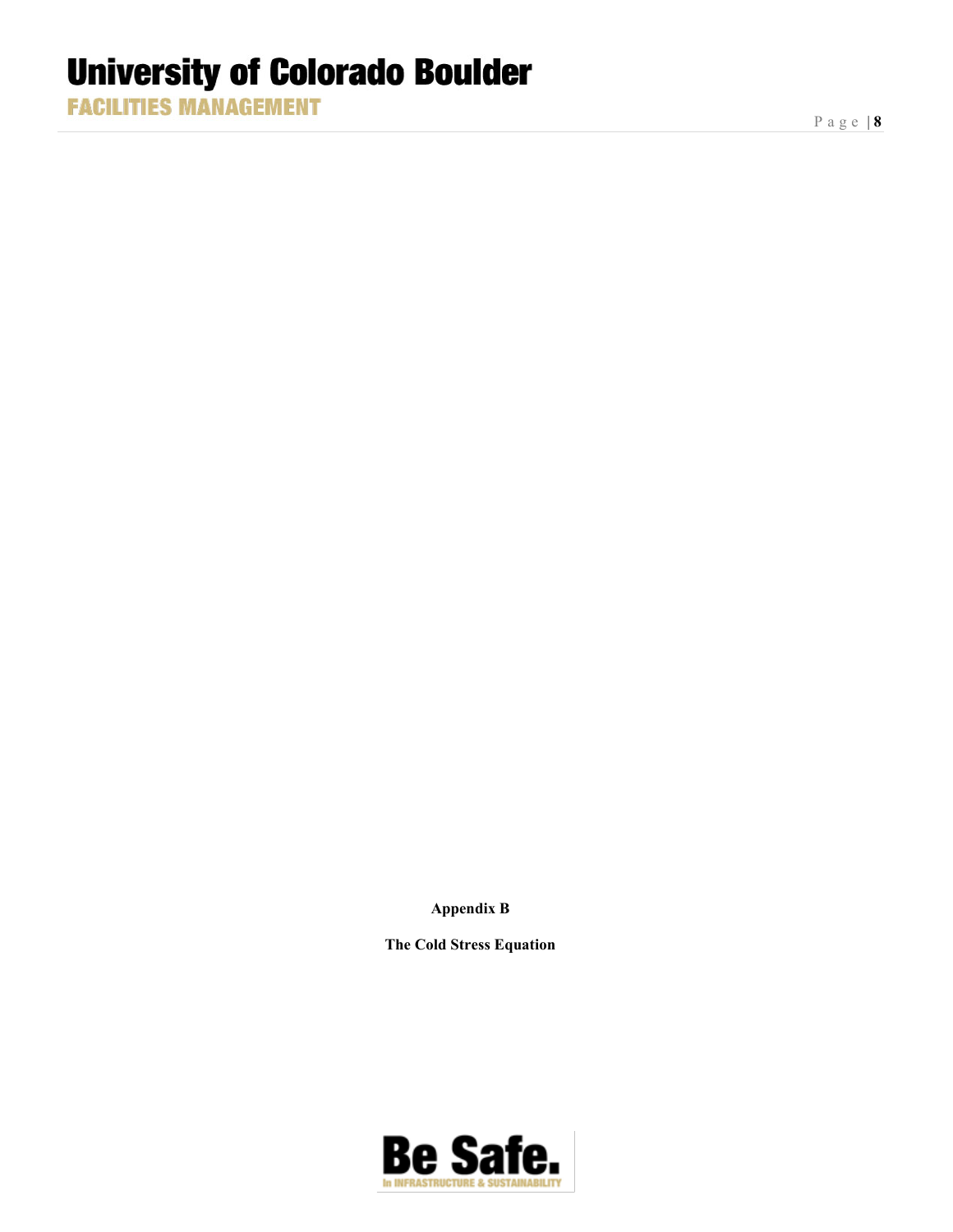**Appendix B**

**The Cold Stress Equation**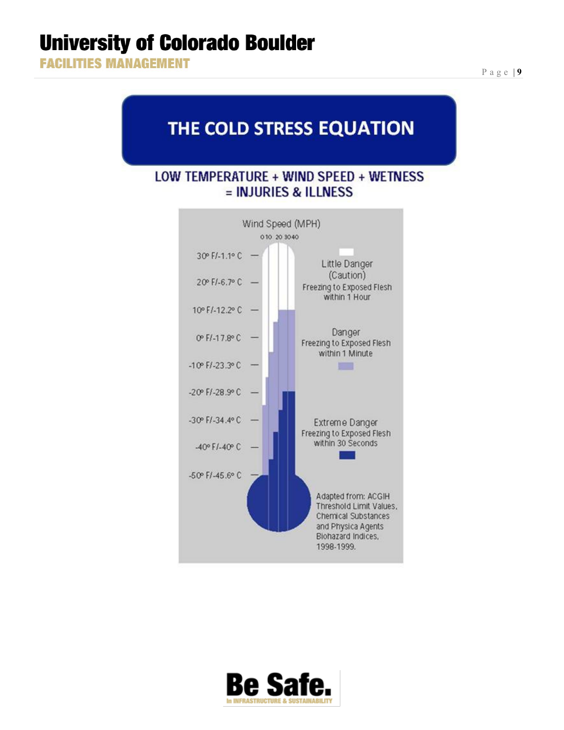# THE COLD STRESS EQUATION

**LOW TEMPERATURE + WIND SPEED + WETNESS = INJURIES & ILLNESS**

Wind Speed (MPH)

0 10 20 30 40

30° F/-1.1° C

20° F/-6.7° C

10° F/-12.2° C

0° F/-17.8° C

-10° F/-23.3° C

-20° F/-28.9° C

-30° F/-34.4° C

-40° F/-40° C

-50° F/-45.6° C

Little Danger (Caution) Freezing to Exposed Flesh within 1 Hour

Danger Freezing to Exposed Flesh within 1 Minute

Extreme Danger Freezing to Exposed Flesh within 30 Seconds

Adapted from: ACGIH Threshold Limit Values, Chemical Substances and Physica Agents Biohazard Indices, 1998-1999.